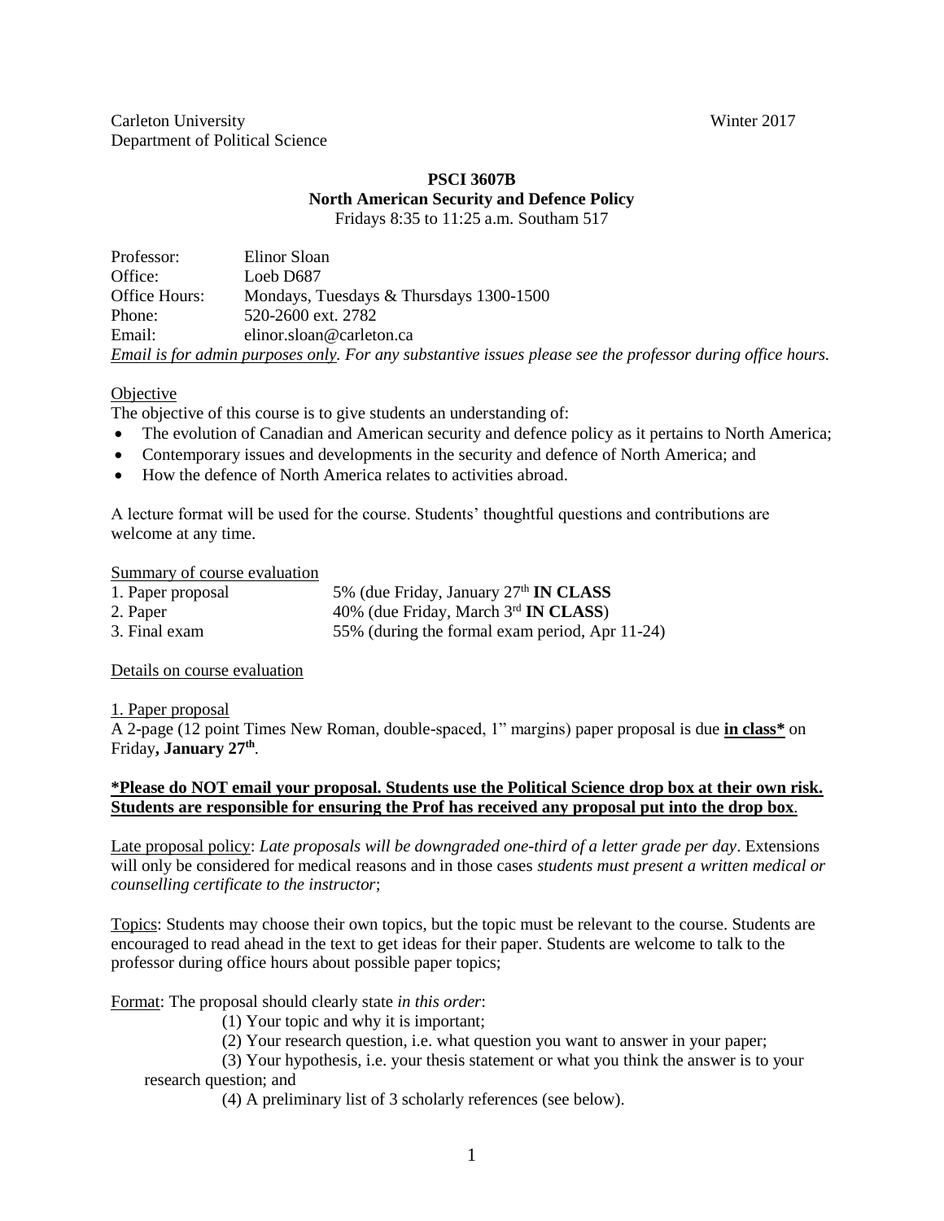Carleton University Winter 2017
Department of Political Science

**PSCI 3607B**
**North American Security and Defence Policy**
Fridays 8:35 to 11:25 a.m. Southam 517

| | |
|---|---|
| Professor: | Elinor Sloan |
| Office: | Loeb D687 |
| Office Hours: | Mondays, Tuesdays & Thursdays 1300-1500 |
| Phone: | 520-2600 ext. 2782 |
| Email: | elinor.sloan@carleton.ca |

*<u>Email is for admin purposes only</u>. For any substantive issues please see the professor during office hours.*

<u>Objective</u>

The objective of this course is to give students an understanding of:

- The evolution of Canadian and American security and defence policy as it pertains to North America;
- Contemporary issues and developments in the security and defence of North America; and
- How the defence of North America relates to activities abroad.

A lecture format will be used for the course. Students' thoughtful questions and contributions are welcome at any time.

<u>Summary of course evaluation</u>

| | |
|---|---|
| 1. Paper proposal | 5% (due Friday, January 27th **IN CLASS** |
| 2. Paper | 40% (due Friday, March 3rd **IN CLASS**) |
| 3. Final exam | 55% (during the formal exam period, Apr 11-24) |

<u>Details on course evaluation</u>

<u>1. Paper proposal</u>

A 2-page (12 point Times New Roman, double-spaced, 1" margins) paper proposal is due **<u>in class*</u>** on Friday**, January 27th**.

**<u>*Please do NOT email your proposal. Students use the Political Science drop box at their own risk. Students are responsible for ensuring the Prof has received any proposal put into the drop box</u>**.

<u>Late proposal policy</u>: *Late proposals will be downgraded one-third of a letter grade per day*. Extensions will only be considered for medical reasons and in those cases *students must present a written medical or counselling certificate to the instructor*;

<u>Topics</u>: Students may choose their own topics, but the topic must be relevant to the course. Students are encouraged to read ahead in the text to get ideas for their paper. Students are welcome to talk to the professor during office hours about possible paper topics;

<u>Format</u>: The proposal should clearly state *in this order*:

(1) Your topic and why it is important;

(2) Your research question, i.e. what question you want to answer in your paper;

(3) Your hypothesis, i.e. your thesis statement or what you think the answer is to your research question; and

(4) A preliminary list of 3 scholarly references (see below).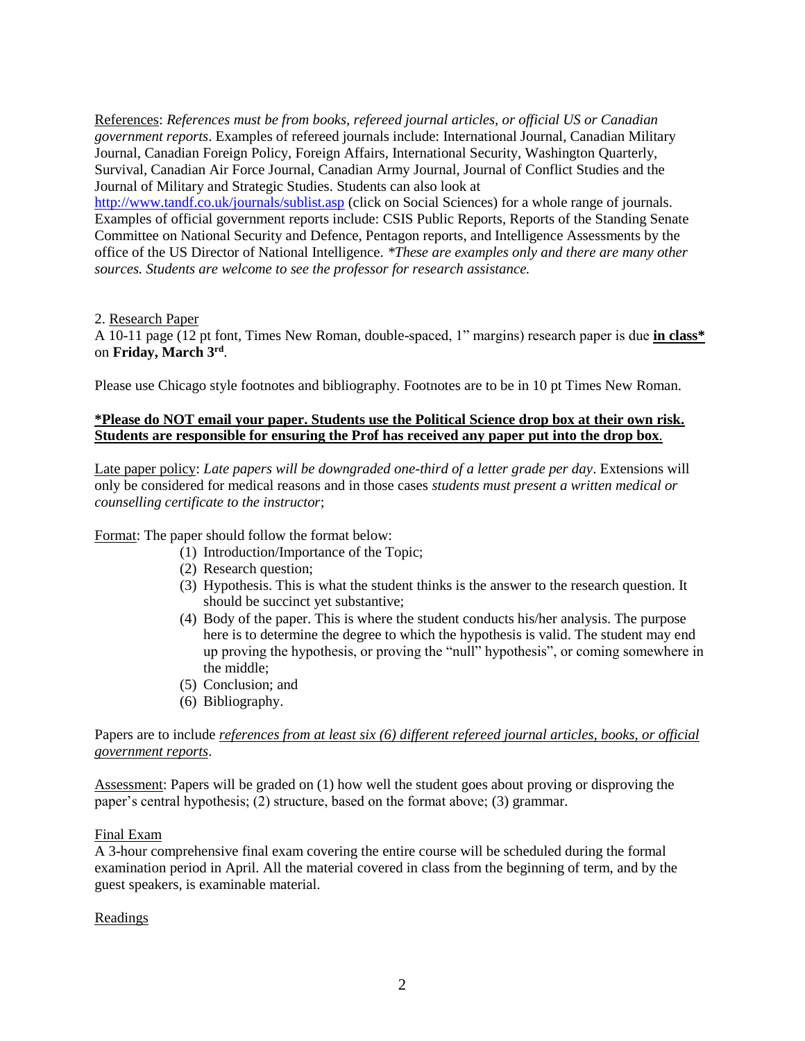References: *References must be from books, refereed journal articles, or official US or Canadian government reports*. Examples of refereed journals include: International Journal, Canadian Military Journal, Canadian Foreign Policy, Foreign Affairs, International Security, Washington Quarterly, Survival, Canadian Air Force Journal, Canadian Army Journal, Journal of Conflict Studies and the Journal of Military and Strategic Studies. Students can also look at http://www.tandf.co.uk/journals/sublist.asp (click on Social Sciences) for a whole range of journals. Examples of official government reports include: CSIS Public Reports, Reports of the Standing Senate Committee on National Security and Defence, Pentagon reports, and Intelligence Assessments by the office of the US Director of National Intelligence. *\*These are examples only and there are many other sources. Students are welcome to see the professor for research assistance.*

2. Research Paper

A 10-11 page (12 pt font, Times New Roman, double-spaced, 1" margins) research paper is due **in class\*** on **Friday, March 3rd**.

Please use Chicago style footnotes and bibliography. Footnotes are to be in 10 pt Times New Roman.

**\*Please do NOT email your paper. Students use the Political Science drop box at their own risk. Students are responsible for ensuring the Prof has received any paper put into the drop box.**

Late paper policy: *Late papers will be downgraded one-third of a letter grade per day*. Extensions will only be considered for medical reasons and in those cases *students must present a written medical or counselling certificate to the instructor*;

Format: The paper should follow the format below:

(1) Introduction/Importance of the Topic;
(2) Research question;
(3) Hypothesis. This is what the student thinks is the answer to the research question. It should be succinct yet substantive;
(4) Body of the paper. This is where the student conducts his/her analysis. The purpose here is to determine the degree to which the hypothesis is valid. The student may end up proving the hypothesis, or proving the "null" hypothesis", or coming somewhere in the middle;
(5) Conclusion; and
(6) Bibliography.

Papers are to include *references from at least six (6) different refereed journal articles, books, or official government reports*.

Assessment: Papers will be graded on (1) how well the student goes about proving or disproving the paper's central hypothesis; (2) structure, based on the format above; (3) grammar.

Final Exam

A 3-hour comprehensive final exam covering the entire course will be scheduled during the formal examination period in April. All the material covered in class from the beginning of term, and by the guest speakers, is examinable material.

Readings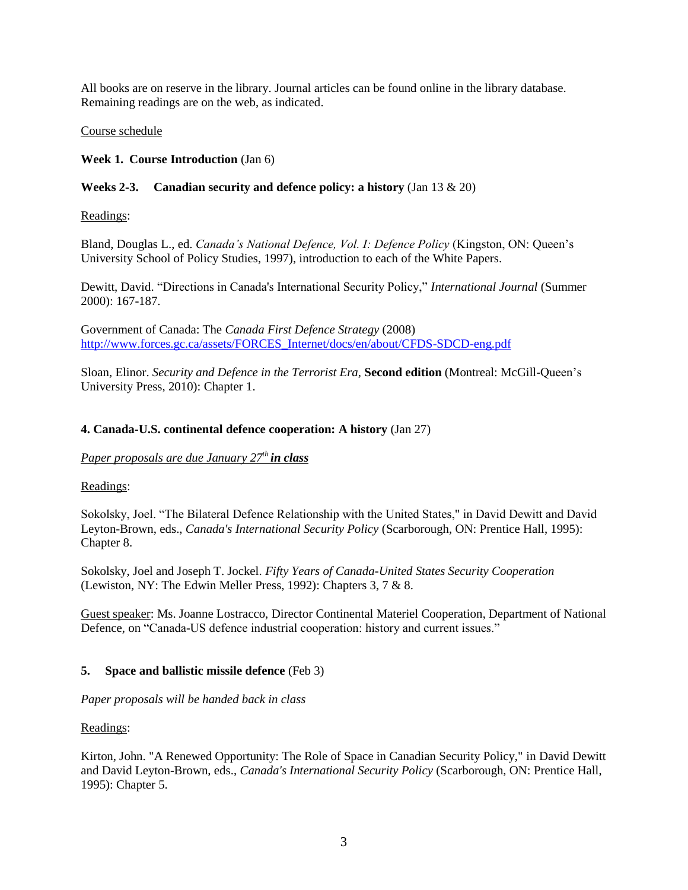All books are on reserve in the library. Journal articles can be found online in the library database. Remaining readings are on the web, as indicated.

Course schedule

**Week 1. Course Introduction** (Jan 6)

**Weeks 2-3. Canadian security and defence policy: a history** (Jan 13 & 20)

Readings:

Bland, Douglas L., ed. *Canada's National Defence, Vol. I: Defence Policy* (Kingston, ON: Queen's University School of Policy Studies, 1997), introduction to each of the White Papers.

Dewitt, David. "Directions in Canada's International Security Policy," *International Journal* (Summer 2000): 167-187.

Government of Canada: The *Canada First Defence Strategy* (2008) [http://www.forces.gc.ca/assets/FORCES_Internet/docs/en/about/CFDS-SDCD-eng.pdf](http://www.forces.gc.ca/assets/FORCES_Internet/docs/en/about/CFDS-SDCD-eng.pdf)

Sloan, Elinor. *Security and Defence in the Terrorist Era*, **Second edition** (Montreal: McGill-Queen's University Press, 2010): Chapter 1.

**4. Canada-U.S. continental defence cooperation: A history** (Jan 27)

*Paper proposals are due January 27th **in class***

Readings:

Sokolsky, Joel. "The Bilateral Defence Relationship with the United States," in David Dewitt and David Leyton-Brown, eds., *Canada's International Security Policy* (Scarborough, ON: Prentice Hall, 1995): Chapter 8.

Sokolsky, Joel and Joseph T. Jockel. *Fifty Years of Canada-United States Security Cooperation* (Lewiston, NY: The Edwin Meller Press, 1992): Chapters 3, 7 & 8.

Guest speaker: Ms. Joanne Lostracco, Director Continental Materiel Cooperation, Department of National Defence, on "Canada-US defence industrial cooperation: history and current issues."

**5. Space and ballistic missile defence** (Feb 3)

*Paper proposals will be handed back in class*

Readings:

Kirton, John. "A Renewed Opportunity: The Role of Space in Canadian Security Policy," in David Dewitt and David Leyton-Brown, eds., *Canada's International Security Policy* (Scarborough, ON: Prentice Hall, 1995): Chapter 5.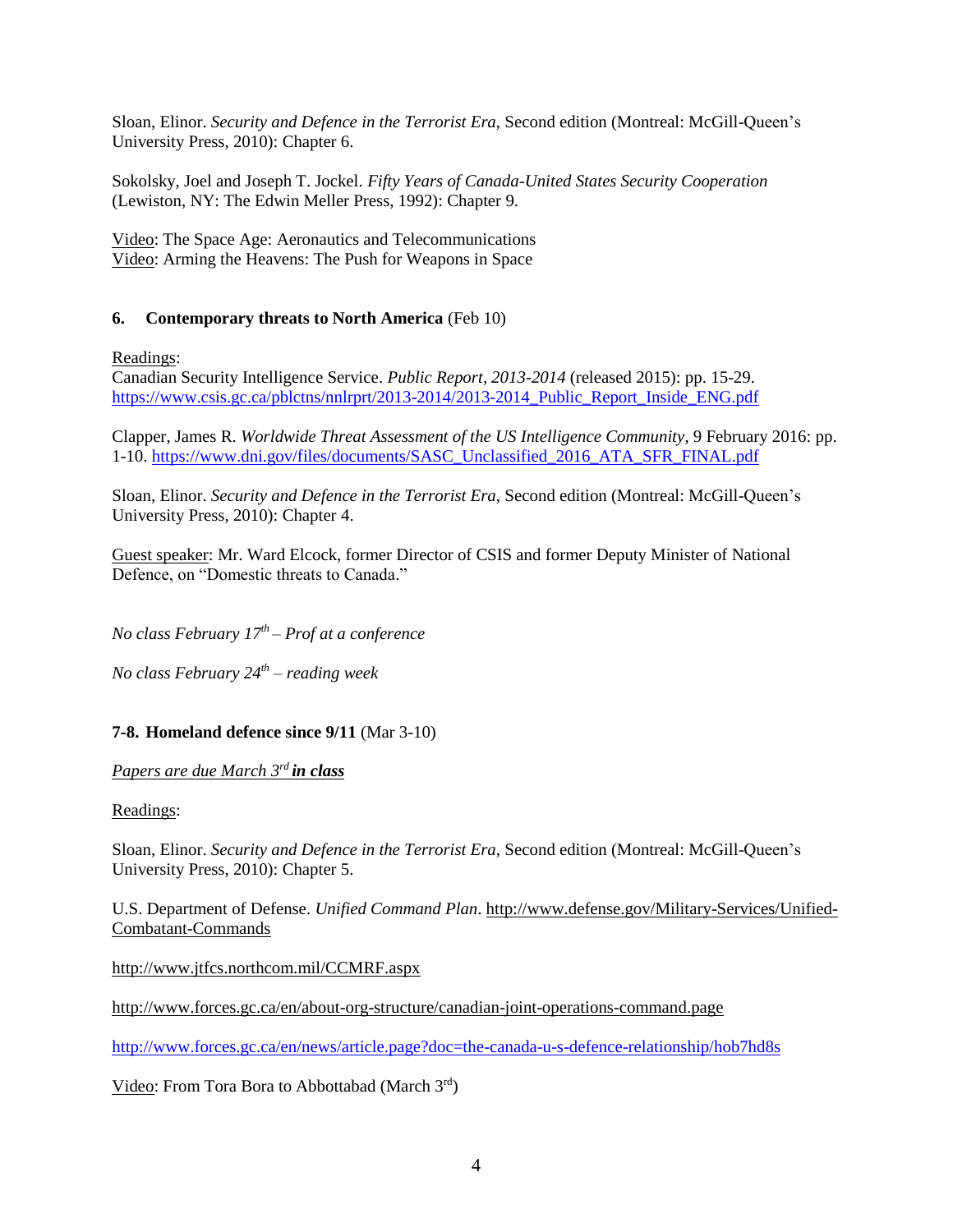Sloan, Elinor. *Security and Defence in the Terrorist Era*, Second edition (Montreal: McGill-Queen's University Press, 2010): Chapter 6.

Sokolsky, Joel and Joseph T. Jockel. *Fifty Years of Canada-United States Security Cooperation* (Lewiston, NY: The Edwin Meller Press, 1992): Chapter 9.

Video: The Space Age: Aeronautics and Telecommunications
Video: Arming the Heavens: The Push for Weapons in Space

### 6. Contemporary threats to North America (Feb 10)

Readings:
Canadian Security Intelligence Service. *Public Report, 2013-2014* (released 2015): pp. 15-29. https://www.csis.gc.ca/pblctns/nnlrprt/2013-2014/2013-2014_Public_Report_Inside_ENG.pdf

Clapper, James R. *Worldwide Threat Assessment of the US Intelligence Community*, 9 February 2016: pp. 1-10. https://www.dni.gov/files/documents/SASC_Unclassified_2016_ATA_SFR_FINAL.pdf

Sloan, Elinor. *Security and Defence in the Terrorist Era*, Second edition (Montreal: McGill-Queen's University Press, 2010): Chapter 4.

Guest speaker: Mr. Ward Elcock, former Director of CSIS and former Deputy Minister of National Defence, on "Domestic threats to Canada."

*No class February 17th – Prof at a conference*

*No class February 24th – reading week*

### 7-8. Homeland defence since 9/11 (Mar 3-10)

*Papers are due March 3rd **in class***

Readings:

Sloan, Elinor. *Security and Defence in the Terrorist Era*, Second edition (Montreal: McGill-Queen's University Press, 2010): Chapter 5.

U.S. Department of Defense. *Unified Command Plan*. http://www.defense.gov/Military-Services/Unified-Combatant-Commands

http://www.jtfcs.northcom.mil/CCMRF.aspx

http://www.forces.gc.ca/en/about-org-structure/canadian-joint-operations-command.page

http://www.forces.gc.ca/en/news/article.page?doc=the-canada-u-s-defence-relationship/hob7hd8s

Video: From Tora Bora to Abbottabad (March 3rd)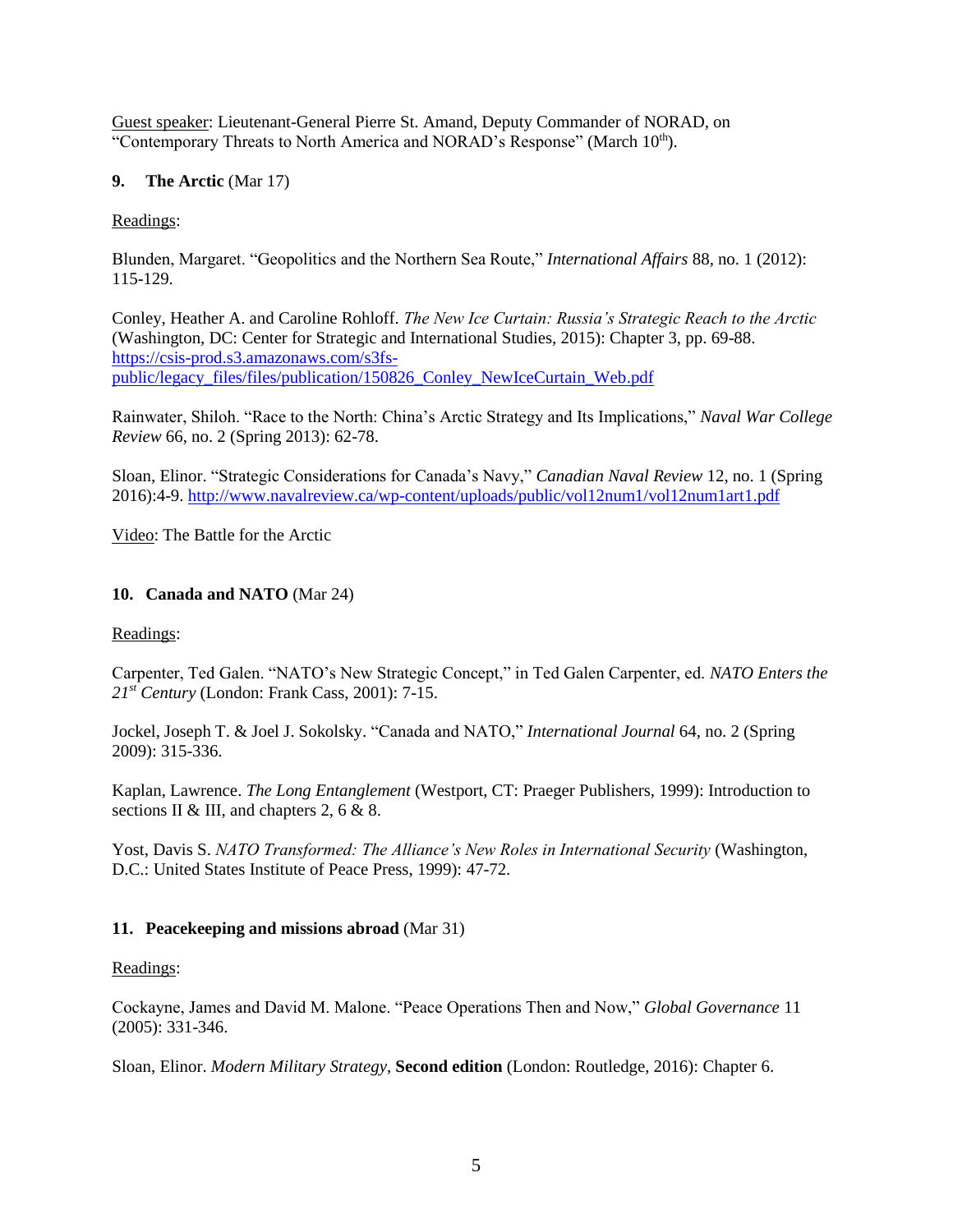Guest speaker: Lieutenant-General Pierre St. Amand, Deputy Commander of NORAD, on "Contemporary Threats to North America and NORAD's Response" (March 10th).

### 9. The Arctic (Mar 17)

Readings:

Blunden, Margaret. "Geopolitics and the Northern Sea Route," *International Affairs* 88, no. 1 (2012): 115-129.

Conley, Heather A. and Caroline Rohloff. *The New Ice Curtain: Russia's Strategic Reach to the Arctic* (Washington, DC: Center for Strategic and International Studies, 2015): Chapter 3, pp. 69-88. https://csis-prod.s3.amazonaws.com/s3fs-public/legacy_files/files/publication/150826_Conley_NewIceCurtain_Web.pdf

Rainwater, Shiloh. "Race to the North: China's Arctic Strategy and Its Implications," *Naval War College Review* 66, no. 2 (Spring 2013): 62-78.

Sloan, Elinor. "Strategic Considerations for Canada's Navy," *Canadian Naval Review* 12, no. 1 (Spring 2016):4-9. http://www.navalreview.ca/wp-content/uploads/public/vol12num1/vol12num1art1.pdf

Video: The Battle for the Arctic

### 10. Canada and NATO (Mar 24)

Readings:

Carpenter, Ted Galen. "NATO's New Strategic Concept," in Ted Galen Carpenter, ed. *NATO Enters the 21st Century* (London: Frank Cass, 2001): 7-15.

Jockel, Joseph T. & Joel J. Sokolsky. "Canada and NATO," *International Journal* 64, no. 2 (Spring 2009): 315-336.

Kaplan, Lawrence. *The Long Entanglement* (Westport, CT: Praeger Publishers, 1999): Introduction to sections II & III, and chapters 2, 6 & 8.

Yost, Davis S. *NATO Transformed: The Alliance's New Roles in International Security* (Washington, D.C.: United States Institute of Peace Press, 1999): 47-72.

### 11. Peacekeeping and missions abroad (Mar 31)

Readings:

Cockayne, James and David M. Malone. "Peace Operations Then and Now," *Global Governance* 11 (2005): 331-346.

Sloan, Elinor. *Modern Military Strategy*, **Second edition** (London: Routledge, 2016): Chapter 6.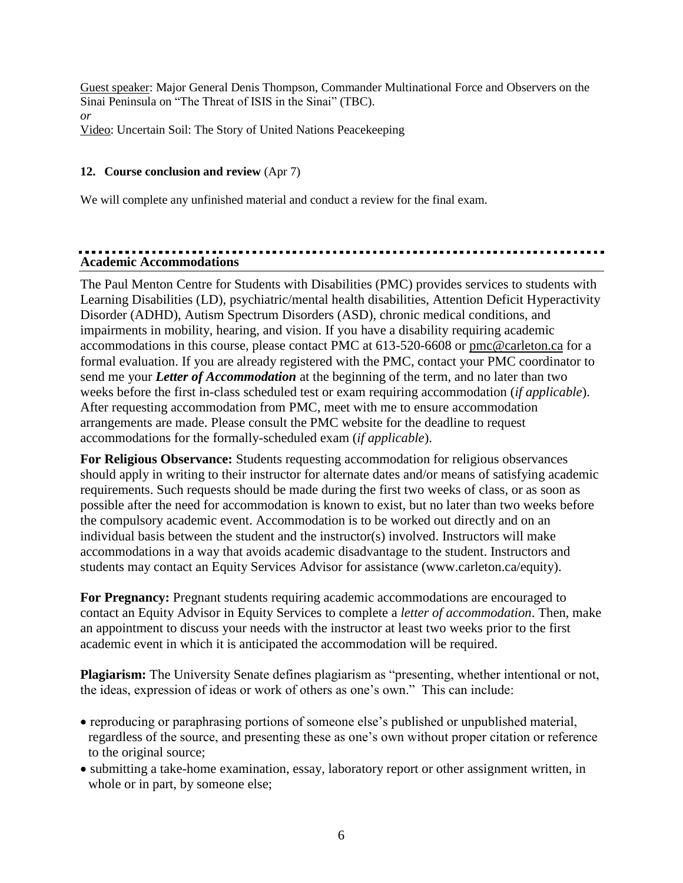Guest speaker: Major General Denis Thompson, Commander Multinational Force and Observers on the Sinai Peninsula on "The Threat of ISIS in the Sinai" (TBC).

*or*

Video: Uncertain Soil: The Story of United Nations Peacekeeping

**12. Course conclusion and review** (Apr 7)

We will complete any unfinished material and conduct a review for the final exam.

## Academic Accommodations

The Paul Menton Centre for Students with Disabilities (PMC) provides services to students with Learning Disabilities (LD), psychiatric/mental health disabilities, Attention Deficit Hyperactivity Disorder (ADHD), Autism Spectrum Disorders (ASD), chronic medical conditions, and impairments in mobility, hearing, and vision. If you have a disability requiring academic accommodations in this course, please contact PMC at 613-520-6608 or pmc@carleton.ca for a formal evaluation. If you are already registered with the PMC, contact your PMC coordinator to send me your ***Letter of Accommodation*** at the beginning of the term, and no later than two weeks before the first in-class scheduled test or exam requiring accommodation (*if applicable*). After requesting accommodation from PMC, meet with me to ensure accommodation arrangements are made. Please consult the PMC website for the deadline to request accommodations for the formally-scheduled exam (*if applicable*).

**For Religious Observance:** Students requesting accommodation for religious observances should apply in writing to their instructor for alternate dates and/or means of satisfying academic requirements. Such requests should be made during the first two weeks of class, or as soon as possible after the need for accommodation is known to exist, but no later than two weeks before the compulsory academic event. Accommodation is to be worked out directly and on an individual basis between the student and the instructor(s) involved. Instructors will make accommodations in a way that avoids academic disadvantage to the student. Instructors and students may contact an Equity Services Advisor for assistance (www.carleton.ca/equity).

**For Pregnancy:** Pregnant students requiring academic accommodations are encouraged to contact an Equity Advisor in Equity Services to complete a *letter of accommodation*. Then, make an appointment to discuss your needs with the instructor at least two weeks prior to the first academic event in which it is anticipated the accommodation will be required.

**Plagiarism:** The University Senate defines plagiarism as "presenting, whether intentional or not, the ideas, expression of ideas or work of others as one's own." This can include:

- reproducing or paraphrasing portions of someone else's published or unpublished material, regardless of the source, and presenting these as one's own without proper citation or reference to the original source;
- submitting a take-home examination, essay, laboratory report or other assignment written, in whole or in part, by someone else;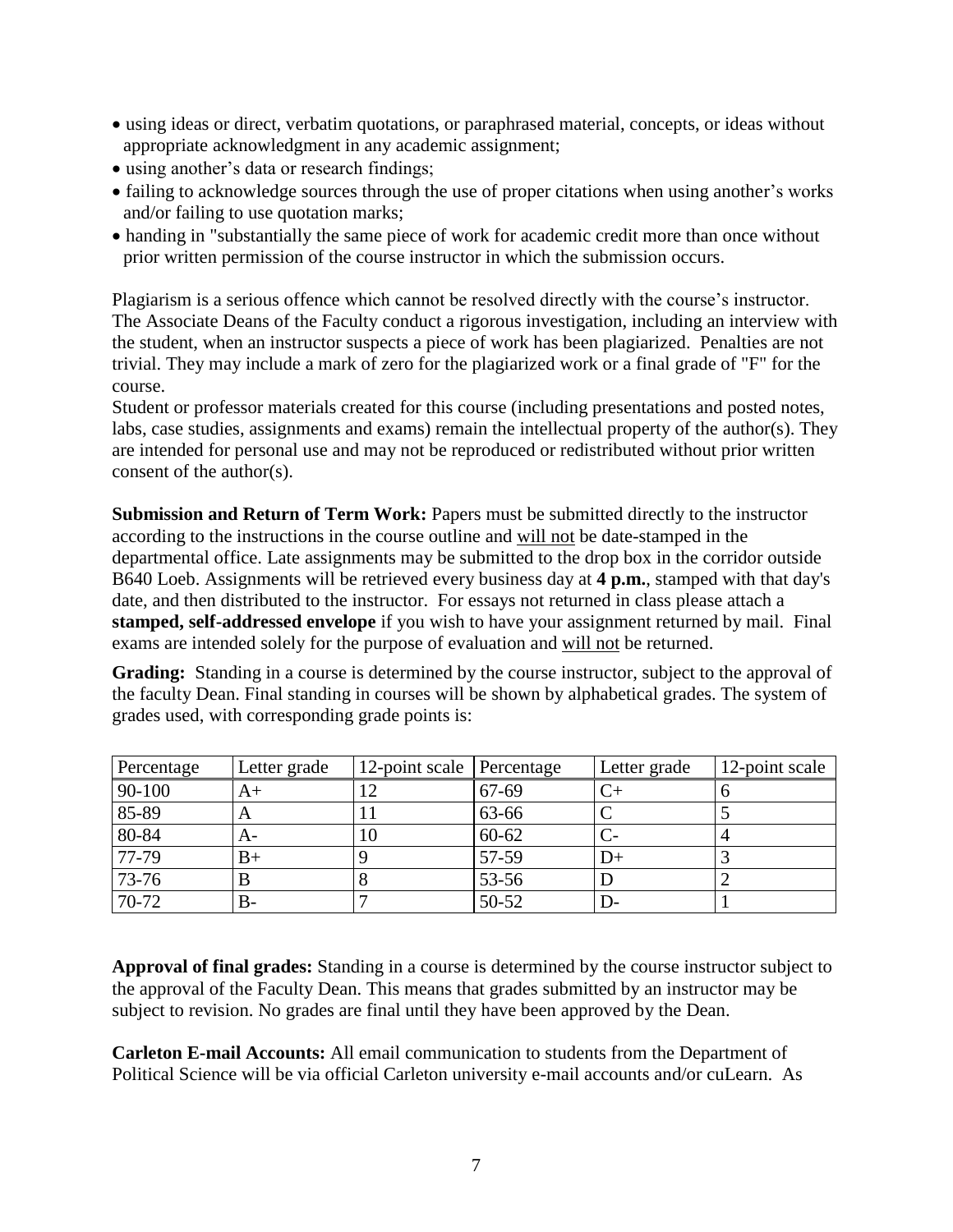- using ideas or direct, verbatim quotations, or paraphrased material, concepts, or ideas without appropriate acknowledgment in any academic assignment;
- using another's data or research findings;
- failing to acknowledge sources through the use of proper citations when using another's works and/or failing to use quotation marks;
- handing in "substantially the same piece of work for academic credit more than once without prior written permission of the course instructor in which the submission occurs.

Plagiarism is a serious offence which cannot be resolved directly with the course's instructor. The Associate Deans of the Faculty conduct a rigorous investigation, including an interview with the student, when an instructor suspects a piece of work has been plagiarized. Penalties are not trivial. They may include a mark of zero for the plagiarized work or a final grade of "F" for the course.

Student or professor materials created for this course (including presentations and posted notes, labs, case studies, assignments and exams) remain the intellectual property of the author(s). They are intended for personal use and may not be reproduced or redistributed without prior written consent of the author(s).

**Submission and Return of Term Work:** Papers must be submitted directly to the instructor according to the instructions in the course outline and <u>will not</u> be date-stamped in the departmental office. Late assignments may be submitted to the drop box in the corridor outside B640 Loeb. Assignments will be retrieved every business day at **4 p.m.**, stamped with that day's date, and then distributed to the instructor. For essays not returned in class please attach a **stamped, self-addressed envelope** if you wish to have your assignment returned by mail. Final exams are intended solely for the purpose of evaluation and <u>will not</u> be returned.

**Grading:** Standing in a course is determined by the course instructor, subject to the approval of the faculty Dean. Final standing in courses will be shown by alphabetical grades. The system of grades used, with corresponding grade points is:

| Percentage | Letter grade | 12-point scale | Percentage | Letter grade | 12-point scale |
|---|---|---|---|---|---|
| 90-100 | A+ | 12 | 67-69 | C+ | 6 |
| 85-89 | A | 11 | 63-66 | C | 5 |
| 80-84 | A- | 10 | 60-62 | C- | 4 |
| 77-79 | B+ | 9 | 57-59 | D+ | 3 |
| 73-76 | B | 8 | 53-56 | D | 2 |
| 70-72 | B- | 7 | 50-52 | D- | 1 |

**Approval of final grades:** Standing in a course is determined by the course instructor subject to the approval of the Faculty Dean. This means that grades submitted by an instructor may be subject to revision. No grades are final until they have been approved by the Dean.

**Carleton E-mail Accounts:** All email communication to students from the Department of Political Science will be via official Carleton university e-mail accounts and/or cuLearn. As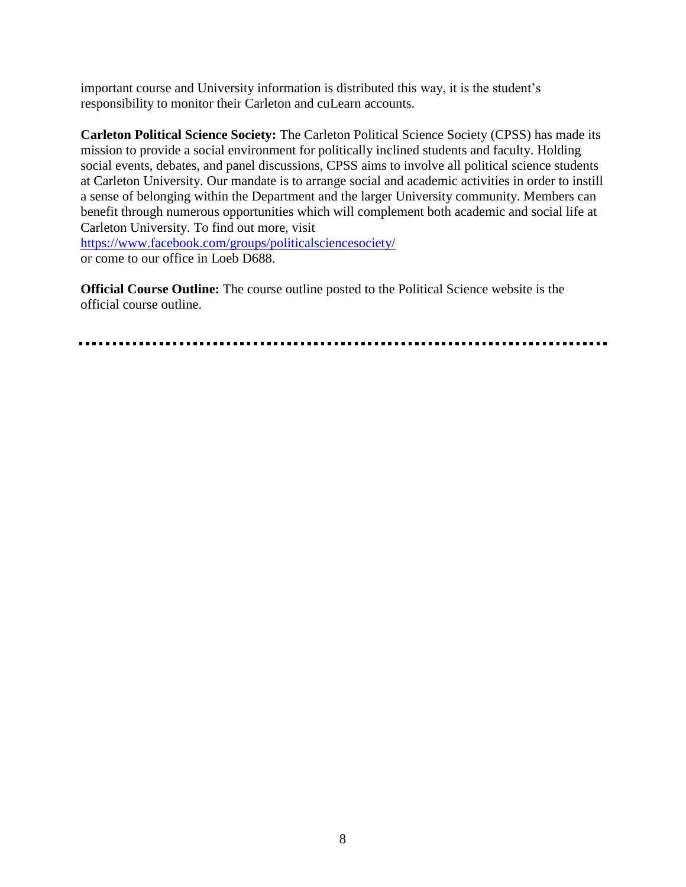important course and University information is distributed this way, it is the student's responsibility to monitor their Carleton and cuLearn accounts.

**Carleton Political Science Society:** The Carleton Political Science Society (CPSS) has made its mission to provide a social environment for politically inclined students and faculty. Holding social events, debates, and panel discussions, CPSS aims to involve all political science students at Carleton University. Our mandate is to arrange social and academic activities in order to instill a sense of belonging within the Department and the larger University community. Members can benefit through numerous opportunities which will complement both academic and social life at Carleton University. To find out more, visit
https://www.facebook.com/groups/politicalsciencesociety/
or come to our office in Loeb D688.

**Official Course Outline:** The course outline posted to the Political Science website is the official course outline.